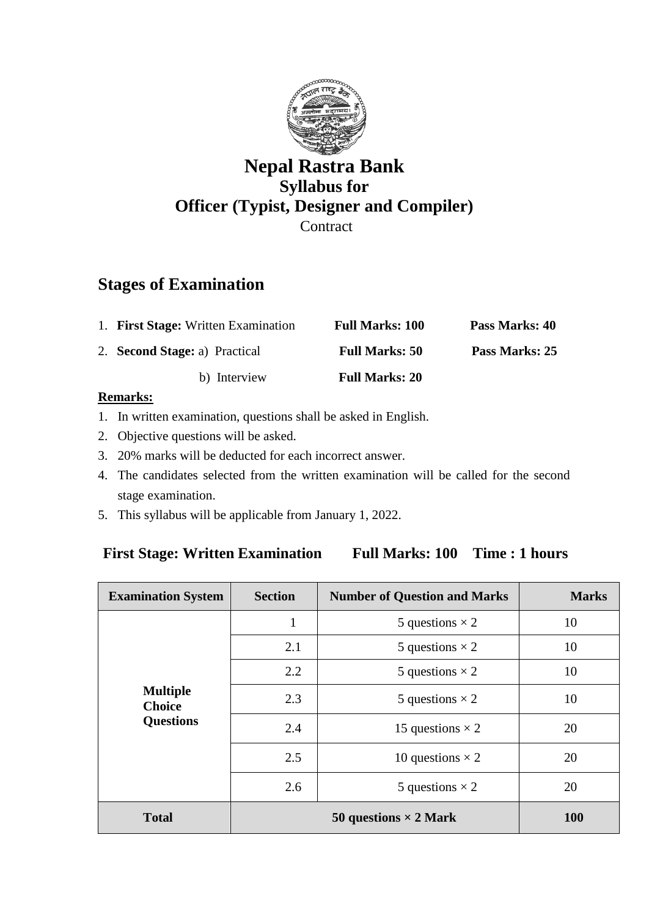# Nepal Rastra Bank

## Syllabus for

## Officer (Typist, Designer and Compiler)

Contract

## Stages of Examination

1. **First Stage:** Written Examination **Full Marks: 100** **Pass Marks: 40**
2. **Second Stage:** a) Practical **Full Marks: 50** **Pass Marks: 25**

   b) Interview **Full Marks: 20**

**Remarks:**

1. In written examination, questions shall be asked in English.
2. Objective questions will be asked.
3. 20% marks will be deducted for each incorrect answer.
4. The candidates selected from the written examination will be called for the second stage examination.
5. This syllabus will be applicable from January 1, 2022.

### First Stage: Written Examination Full Marks: 100 Time : 1 hours

| Examination System | Section | Number of Question and Marks | Marks |
|---|---|---|---|
| **Multiple Choice Questions** | 1 | 5 questions × 2 | 10 |
| | 2.1 | 5 questions × 2 | 10 |
| | 2.2 | 5 questions × 2 | 10 |
| | 2.3 | 5 questions × 2 | 10 |
| | 2.4 | 15 questions × 2 | 20 |
| | 2.5 | 10 questions × 2 | 20 |
| | 2.6 | 5 questions × 2 | 20 |
| **Total** | **50 questions × 2 Mark** | | **100** |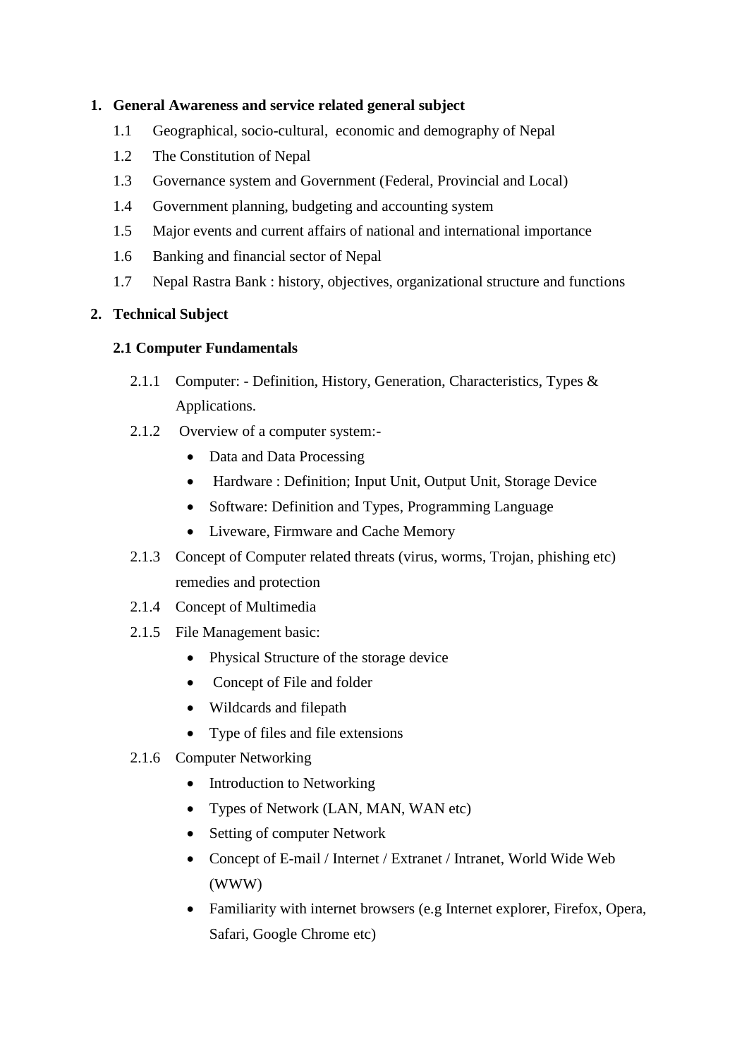1. **General Awareness and service related general subject**
   1.1 Geographical, socio-cultural, economic and demography of Nepal
   1.2 The Constitution of Nepal
   1.3 Governance system and Government (Federal, Provincial and Local)
   1.4 Government planning, budgeting and accounting system
   1.5 Major events and current affairs of national and international importance
   1.6 Banking and financial sector of Nepal
   1.7 Nepal Rastra Bank : history, objectives, organizational structure and functions

2. **Technical Subject**

   **2.1 Computer Fundamentals**

   2.1.1 Computer: - Definition, History, Generation, Characteristics, Types & Applications.

   2.1.2 Overview of a computer system:-
   - Data and Data Processing
   - Hardware : Definition; Input Unit, Output Unit, Storage Device
   - Software: Definition and Types, Programming Language
   - Liveware, Firmware and Cache Memory

   2.1.3 Concept of Computer related threats (virus, worms, Trojan, phishing etc) remedies and protection

   2.1.4 Concept of Multimedia

   2.1.5 File Management basic:
   - Physical Structure of the storage device
   - Concept of File and folder
   - Wildcards and filepath
   - Type of files and file extensions

   2.1.6 Computer Networking
   - Introduction to Networking
   - Types of Network (LAN, MAN, WAN etc)
   - Setting of computer Network
   - Concept of E-mail / Internet / Extranet / Intranet, World Wide Web (WWW)
   - Familiarity with internet browsers (e.g Internet explorer, Firefox, Opera, Safari, Google Chrome etc)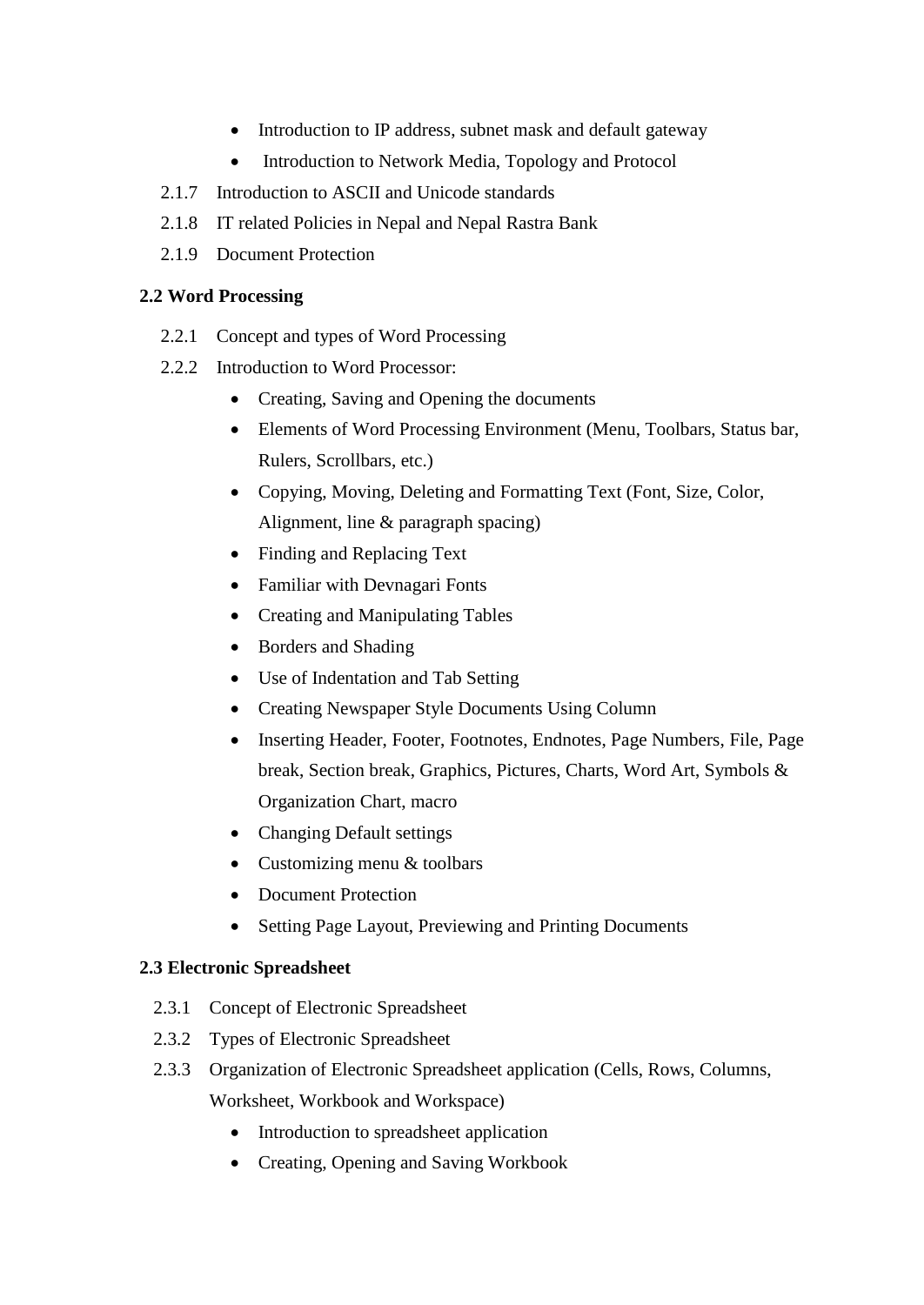- Introduction to IP address, subnet mask and default gateway
- Introduction to Network Media, Topology and Protocol

2.1.7 Introduction to ASCII and Unicode standards

2.1.8 IT related Policies in Nepal and Nepal Rastra Bank

2.1.9 Document Protection

**2.2 Word Processing**

2.2.1 Concept and types of Word Processing

2.2.2 Introduction to Word Processor:

- Creating, Saving and Opening the documents
- Elements of Word Processing Environment (Menu, Toolbars, Status bar, Rulers, Scrollbars, etc.)
- Copying, Moving, Deleting and Formatting Text (Font, Size, Color, Alignment, line & paragraph spacing)
- Finding and Replacing Text
- Familiar with Devnagari Fonts
- Creating and Manipulating Tables
- Borders and Shading
- Use of Indentation and Tab Setting
- Creating Newspaper Style Documents Using Column
- Inserting Header, Footer, Footnotes, Endnotes, Page Numbers, File, Page break, Section break, Graphics, Pictures, Charts, Word Art, Symbols & Organization Chart, macro
- Changing Default settings
- Customizing menu & toolbars
- Document Protection
- Setting Page Layout, Previewing and Printing Documents

**2.3 Electronic Spreadsheet**

2.3.1 Concept of Electronic Spreadsheet

2.3.2 Types of Electronic Spreadsheet

2.3.3 Organization of Electronic Spreadsheet application (Cells, Rows, Columns, Worksheet, Workbook and Workspace)

- Introduction to spreadsheet application
- Creating, Opening and Saving Workbook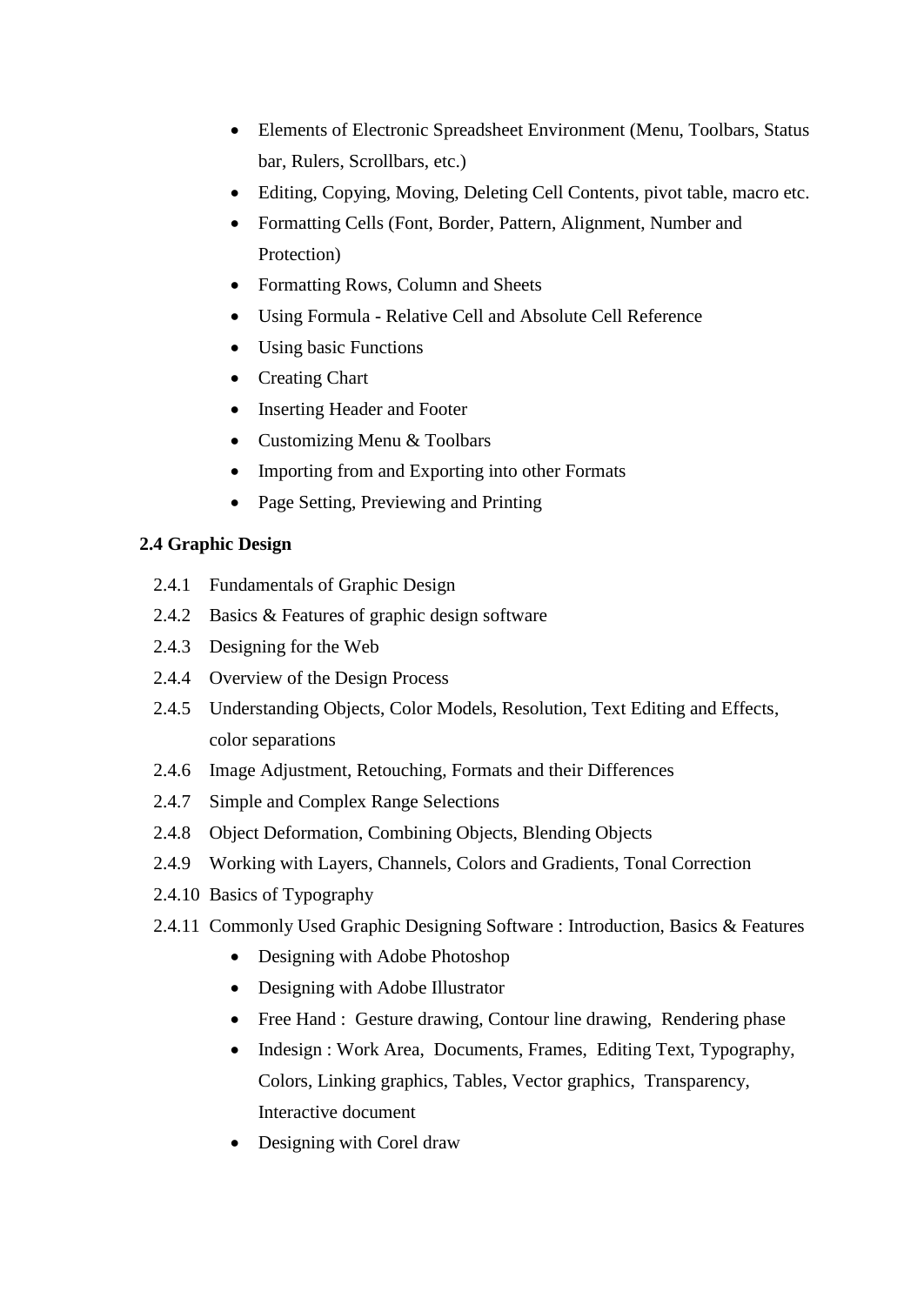- Elements of Electronic Spreadsheet Environment (Menu, Toolbars, Status bar, Rulers, Scrollbars, etc.)
- Editing, Copying, Moving, Deleting Cell Contents, pivot table, macro etc.
- Formatting Cells (Font, Border, Pattern, Alignment, Number and Protection)
- Formatting Rows, Column and Sheets
- Using Formula - Relative Cell and Absolute Cell Reference
- Using basic Functions
- Creating Chart
- Inserting Header and Footer
- Customizing Menu & Toolbars
- Importing from and Exporting into other Formats
- Page Setting, Previewing and Printing

**2.4 Graphic Design**

2.4.1 Fundamentals of Graphic Design

2.4.2 Basics & Features of graphic design software

2.4.3 Designing for the Web

2.4.4 Overview of the Design Process

2.4.5 Understanding Objects, Color Models, Resolution, Text Editing and Effects, color separations

2.4.6 Image Adjustment, Retouching, Formats and their Differences

2.4.7 Simple and Complex Range Selections

2.4.8 Object Deformation, Combining Objects, Blending Objects

2.4.9 Working with Layers, Channels, Colors and Gradients, Tonal Correction

2.4.10 Basics of Typography

2.4.11 Commonly Used Graphic Designing Software : Introduction, Basics & Features

- Designing with Adobe Photoshop
- Designing with Adobe Illustrator
- Free Hand : Gesture drawing, Contour line drawing, Rendering phase
- Indesign : Work Area, Documents, Frames, Editing Text, Typography, Colors, Linking graphics, Tables, Vector graphics, Transparency, Interactive document
- Designing with Corel draw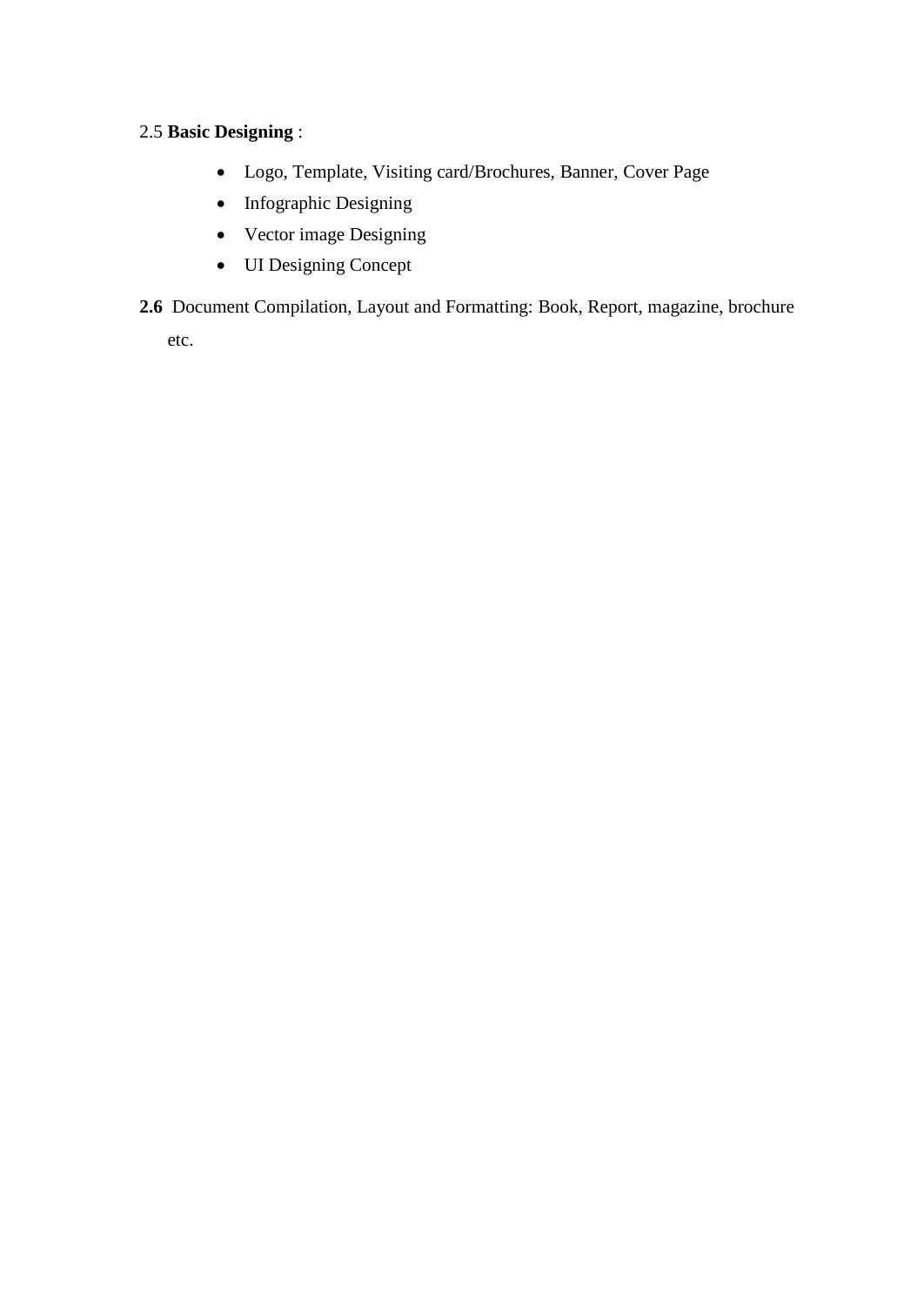2.5 **Basic Designing** :

- Logo, Template, Visiting card/Brochures, Banner, Cover Page
- Infographic Designing
- Vector image Designing
- UI Designing Concept

**2.6** Document Compilation, Layout and Formatting: Book, Report, magazine, brochure etc.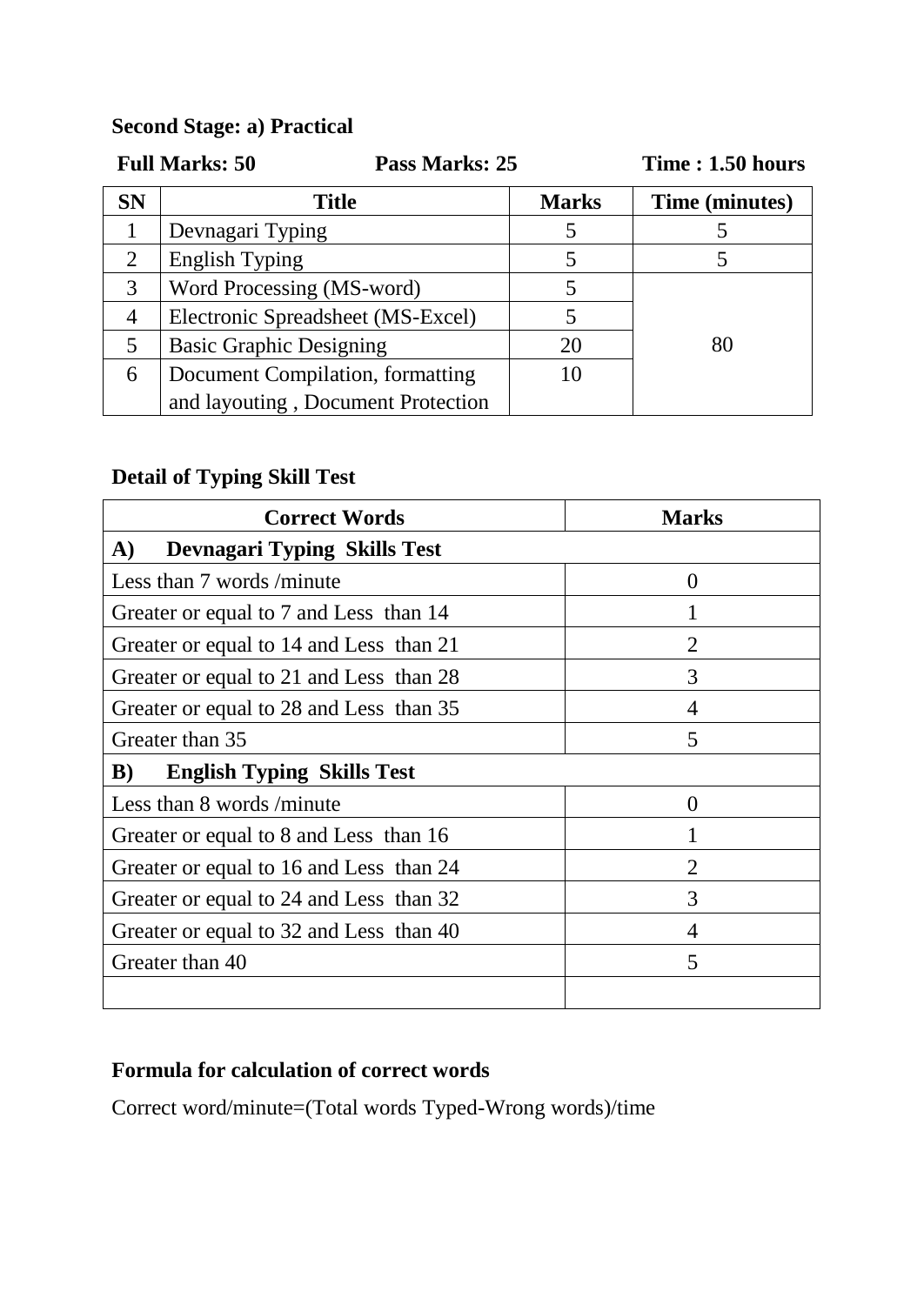**Second Stage: a) Practical**

**Full Marks: 50** **Pass Marks: 25** **Time : 1.50 hours**

| SN | Title | Marks | Time (minutes) |
|---|---|---|---|
| 1 | Devnagari Typing | 5 | 5 |
| 2 | English Typing | 5 | 5 |
| 3 | Word Processing (MS-word) | 5 | 80 |
| 4 | Electronic Spreadsheet (MS-Excel) | 5 | |
| 5 | Basic Graphic Designing | 20 | |
| 6 | Document Compilation, formatting and layouting , Document Protection | 10 | |

**Detail of Typing Skill Test**

| Correct Words | Marks |
|---|---|
| **A) Devnagari Typing Skills Test** | |
| Less than 7 words /minute | 0 |
| Greater or equal to 7 and Less than 14 | 1 |
| Greater or equal to 14 and Less than 21 | 2 |
| Greater or equal to 21 and Less than 28 | 3 |
| Greater or equal to 28 and Less than 35 | 4 |
| Greater than 35 | 5 |
| **B) English Typing Skills Test** | |
| Less than 8 words /minute | 0 |
| Greater or equal to 8 and Less than 16 | 1 |
| Greater or equal to 16 and Less than 24 | 2 |
| Greater or equal to 24 and Less than 32 | 3 |
| Greater or equal to 32 and Less than 40 | 4 |
| Greater than 40 | 5 |
| | |

**Formula for calculation of correct words**

Correct word/minute=(Total words Typed-Wrong words)/time